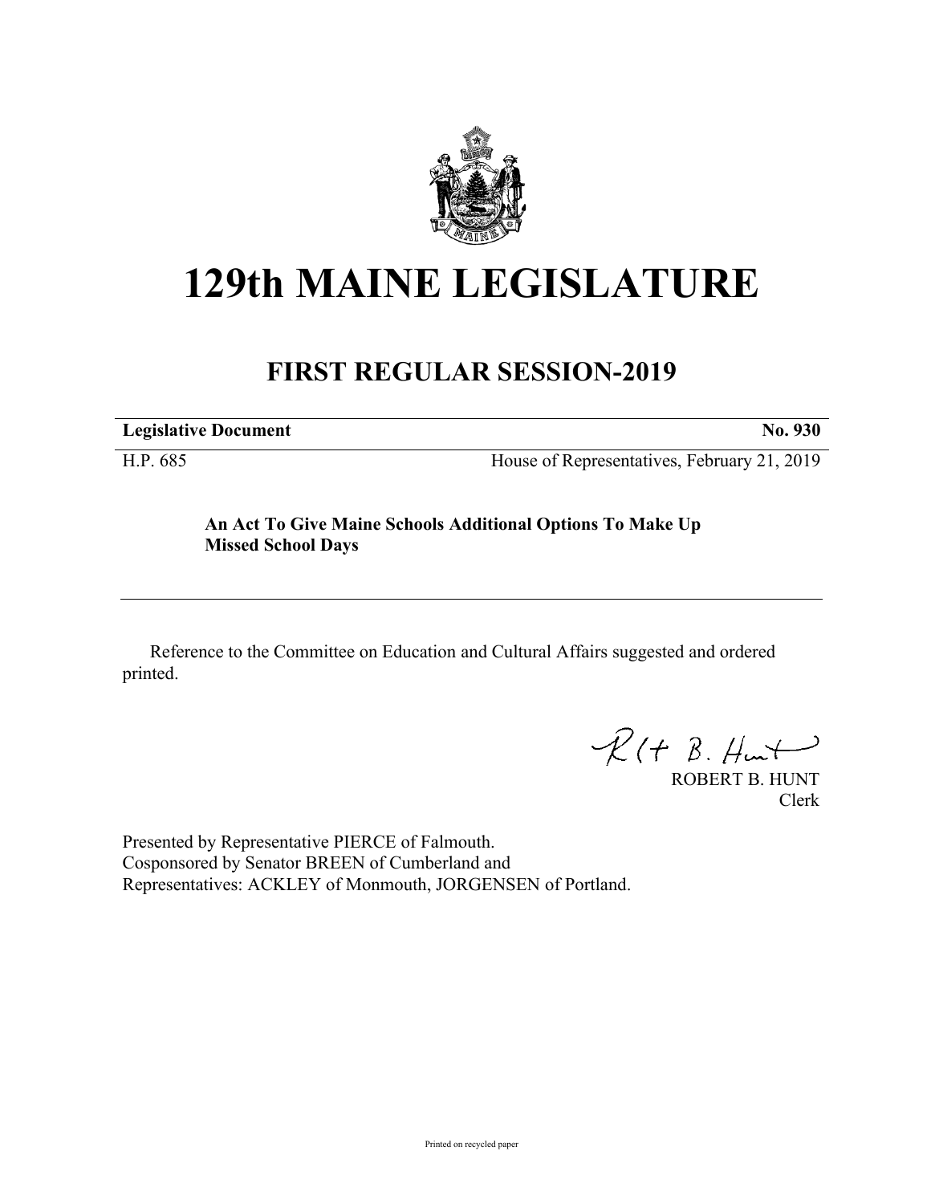# 129th MAINE LEGISLATURE

## FIRST REGULAR SESSION-2019

**Legislative Document** **No. 930**

H.P. 685 House of Representatives, February 21, 2019

**An Act To Give Maine Schools Additional Options To Make Up Missed School Days**

Reference to the Committee on Education and Cultural Affairs suggested and ordered printed.

ROBERT B. HUNT
Clerk

Presented by Representative PIERCE of Falmouth.
Cosponsored by Senator BREEN of Cumberland and
Representatives: ACKLEY of Monmouth, JORGENSEN of Portland.

Printed on recycled paper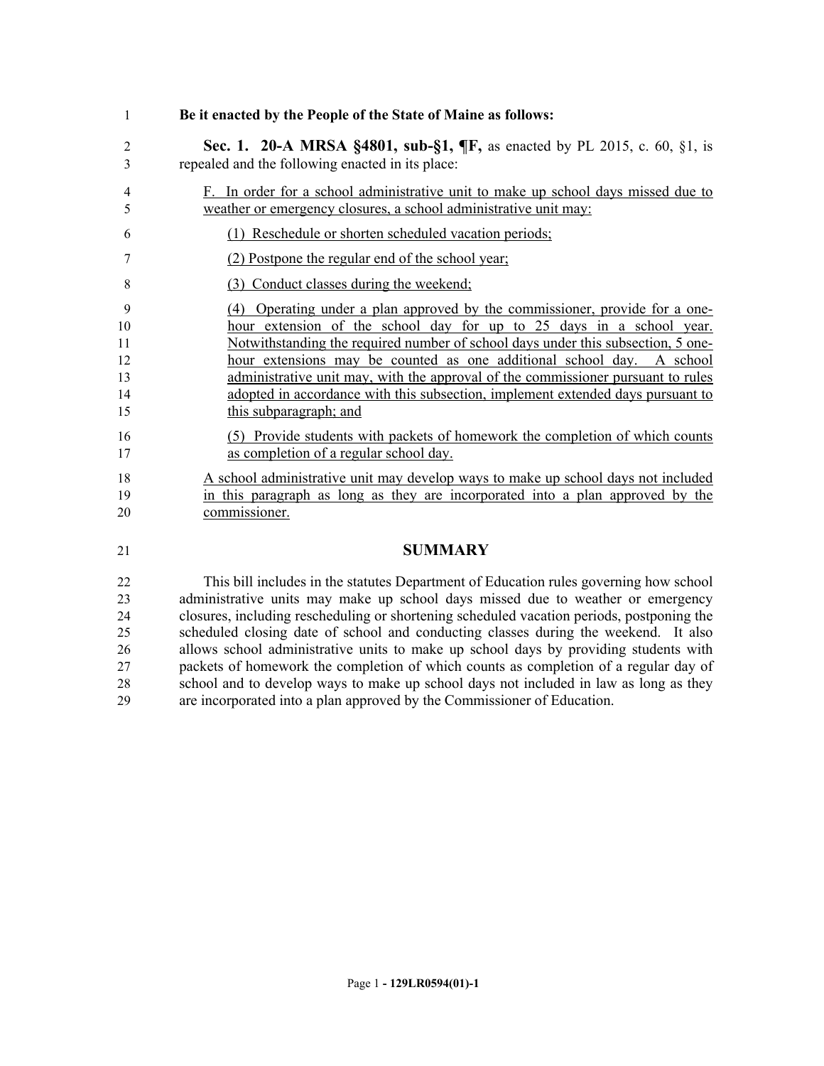**Be it enacted by the People of the State of Maine as follows:**

**Sec. 1. 20-A MRSA §4801, sub-§1, ¶F,** as enacted by PL 2015, c. 60, §1, is repealed and the following enacted in its place:

F. In order for a school administrative unit to make up school days missed due to weather or emergency closures, a school administrative unit may:

(1) Reschedule or shorten scheduled vacation periods;

(2) Postpone the regular end of the school year;

(3) Conduct classes during the weekend;

(4) Operating under a plan approved by the commissioner, provide for a one-hour extension of the school day for up to 25 days in a school year. Notwithstanding the required number of school days under this subsection, 5 one-hour extensions may be counted as one additional school day. A school administrative unit may, with the approval of the commissioner pursuant to rules adopted in accordance with this subsection, implement extended days pursuant to this subparagraph; and

(5) Provide students with packets of homework the completion of which counts as completion of a regular school day.

A school administrative unit may develop ways to make up school days not included in this paragraph as long as they are incorporated into a plan approved by the commissioner.

## SUMMARY

This bill includes in the statutes Department of Education rules governing how school administrative units may make up school days missed due to weather or emergency closures, including rescheduling or shortening scheduled vacation periods, postponing the scheduled closing date of school and conducting classes during the weekend. It also allows school administrative units to make up school days by providing students with packets of homework the completion of which counts as completion of a regular day of school and to develop ways to make up school days not included in law as long as they are incorporated into a plan approved by the Commissioner of Education.